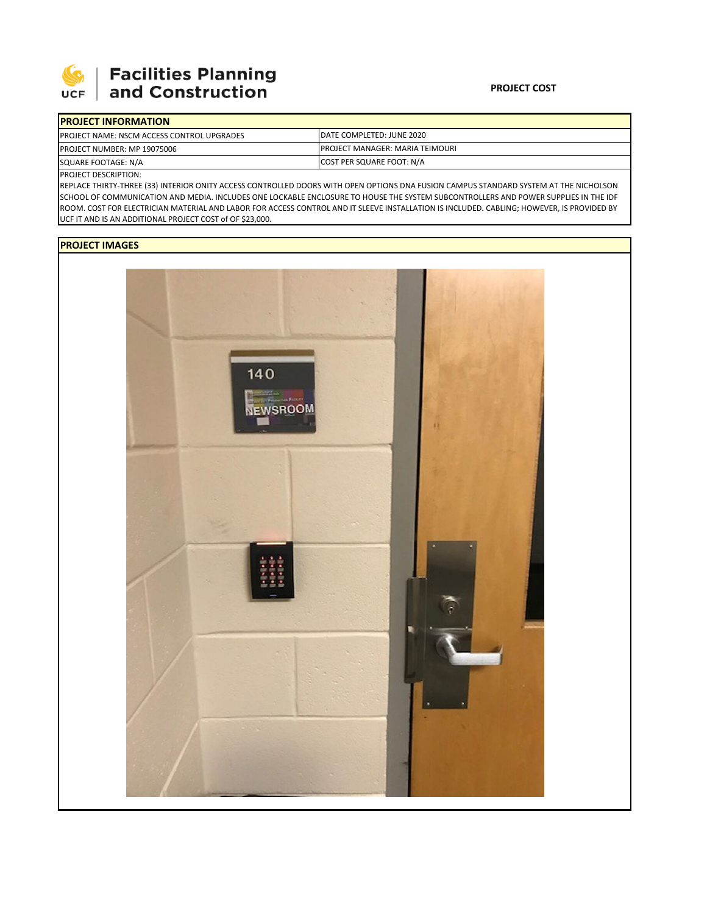UCF | Facilities Planning and Construction

**PROJECT COST**

## PROJECT INFORMATION

| | |
|---|---|
| PROJECT NAME: NSCM ACCESS CONTROL UPGRADES | DATE COMPLETED: JUNE 2020 |
| PROJECT NUMBER: MP 19075006 | PROJECT MANAGER: MARIA TEIMOURI |
| SQUARE FOOTAGE: N/A | COST PER SQUARE FOOT: N/A |

PROJECT DESCRIPTION:

REPLACE THIRTY-THREE (33) INTERIOR ONITY ACCESS CONTROLLED DOORS WITH OPEN OPTIONS DNA FUSION CAMPUS STANDARD SYSTEM AT THE NICHOLSON SCHOOL OF COMMUNICATION AND MEDIA. INCLUDES ONE LOCKABLE ENCLOSURE TO HOUSE THE SYSTEM SUBCONTROLLERS AND POWER SUPPLIES IN THE IDF ROOM. COST FOR ELECTRICIAN MATERIAL AND LABOR FOR ACCESS CONTROL AND IT SLEEVE INSTALLATION IS INCLUDED. CABLING; HOWEVER, IS PROVIDED BY UCF IT AND IS AN ADDITIONAL PROJECT COST of OF $23,000.

## PROJECT IMAGES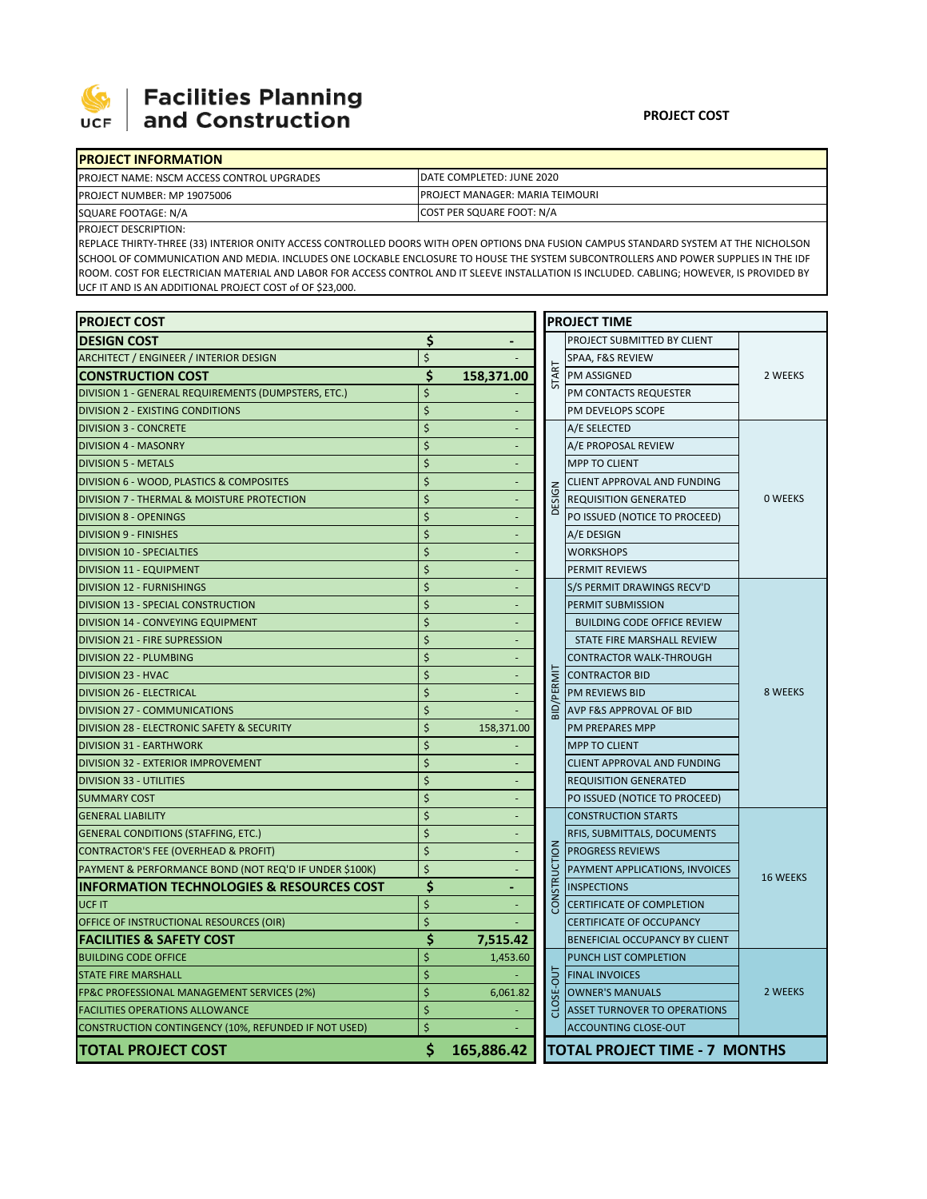Facilities Planning and Construction

**PROJECT COST**

| PROJECT INFORMATION | |
|---|---|
| PROJECT NAME: NSCM ACCESS CONTROL UPGRADES | DATE COMPLETED: JUNE 2020 |
| PROJECT NUMBER: MP 19075006 | PROJECT MANAGER: MARIA TEIMOURI |
| SQUARE FOOTAGE: N/A | COST PER SQUARE FOOT: N/A |

PROJECT DESCRIPTION:
REPLACE THIRTY-THREE (33) INTERIOR ONITY ACCESS CONTROLLED DOORS WITH OPEN OPTIONS DNA FUSION CAMPUS STANDARD SYSTEM AT THE NICHOLSON SCHOOL OF COMMUNICATION AND MEDIA. INCLUDES ONE LOCKABLE ENCLOSURE TO HOUSE THE SYSTEM SUBCONTROLLERS AND POWER SUPPLIES IN THE IDF ROOM. COST FOR ELECTRICIAN MATERIAL AND LABOR FOR ACCESS CONTROL AND IT SLEEVE INSTALLATION IS INCLUDED. CABLING; HOWEVER, IS PROVIDED BY UCF IT AND IS AN ADDITIONAL PROJECT COST of OF $23,000.

| PROJECT COST | |
|---|---|
| **DESIGN COST** | **$ -** |
| ARCHITECT / ENGINEER / INTERIOR DESIGN | $ - |
| **CONSTRUCTION COST** | **$ 158,371.00** |
| DIVISION 1 - GENERAL REQUIREMENTS (DUMPSTERS, ETC.) | $ - |
| DIVISION 2 - EXISTING CONDITIONS | $ - |
| DIVISION 3 - CONCRETE | $ - |
| DIVISION 4 - MASONRY | $ - |
| DIVISION 5 - METALS | $ - |
| DIVISION 6 - WOOD, PLASTICS & COMPOSITES | $ - |
| DIVISION 7 - THERMAL & MOISTURE PROTECTION | $ - |
| DIVISION 8 - OPENINGS | $ - |
| DIVISION 9 - FINISHES | $ - |
| DIVISION 10 - SPECIALTIES | $ - |
| DIVISION 11 - EQUIPMENT | $ - |
| DIVISION 12 - FURNISHINGS | $ - |
| DIVISION 13 - SPECIAL CONSTRUCTION | $ - |
| DIVISION 14 - CONVEYING EQUIPMENT | $ - |
| DIVISION 21 - FIRE SUPRESSION | $ - |
| DIVISION 22 - PLUMBING | $ - |
| DIVISION 23 - HVAC | $ - |
| DIVISION 26 - ELECTRICAL | $ - |
| DIVISION 27 - COMMUNICATIONS | $ - |
| DIVISION 28 - ELECTRONIC SAFETY & SECURITY | $ 158,371.00 |
| DIVISION 31 - EARTHWORK | $ - |
| DIVISION 32 - EXTERIOR IMPROVEMENT | $ - |
| DIVISION 33 - UTILITIES | $ - |
| SUMMARY COST | $ - |
| GENERAL LIABILITY | $ - |
| GENERAL CONDITIONS (STAFFING, ETC.) | $ - |
| CONTRACTOR'S FEE (OVERHEAD & PROFIT) | $ - |
| PAYMENT & PERFORMANCE BOND (NOT REQ'D IF UNDER $100K) | $ - |
| **INFORMATION TECHNOLOGIES & RESOURCES COST** | **$ -** |
| UCF IT | $ - |
| OFFICE OF INSTRUCTIONAL RESOURCES (OIR) | $ - |
| **FACILITIES & SAFETY COST** | **$ 7,515.42** |
| BUILDING CODE OFFICE | $ 1,453.60 |
| STATE FIRE MARSHALL | $ - |
| FP&C PROFESSIONAL MANAGEMENT SERVICES (2%) | $ 6,061.82 |
| FACILITIES OPERATIONS ALLOWANCE | $ - |
| CONSTRUCTION CONTINGENCY (10%, REFUNDED IF NOT USED) | $ - |
| **TOTAL PROJECT COST** | **$ 165,886.42** |

| PROJECT TIME | | |
|---|---|---|
| START | PROJECT SUBMITTED BY CLIENT | 2 WEEKS |
| | SPAA, F&S REVIEW | |
| | PM ASSIGNED | |
| | PM CONTACTS REQUESTER | |
| | PM DEVELOPS SCOPE | |
| DESIGN | A/E SELECTED | 0 WEEKS |
| | A/E PROPOSAL REVIEW | |
| | MPP TO CLIENT | |
| | CLIENT APPROVAL AND FUNDING | |
| | REQUISITION GENERATED | |
| | PO ISSUED (NOTICE TO PROCEED) | |
| | A/E DESIGN | |
| | WORKSHOPS | |
| | PERMIT REVIEWS | |
| BID/PERMIT | S/S PERMIT DRAWINGS RECV'D | 8 WEEKS |
| | PERMIT SUBMISSION | |
| | BUILDING CODE OFFICE REVIEW | |
| | STATE FIRE MARSHALL REVIEW | |
| | CONTRACTOR WALK-THROUGH | |
| | CONTRACTOR BID | |
| | PM REVIEWS BID | |
| | AVP F&S APPROVAL OF BID | |
| | PM PREPARES MPP | |
| | MPP TO CLIENT | |
| | CLIENT APPROVAL AND FUNDING | |
| | REQUISITION GENERATED | |
| | PO ISSUED (NOTICE TO PROCEED) | |
| CONSTRUCTION | CONSTRUCTION STARTS | 16 WEEKS |
| | RFIS, SUBMITTALS, DOCUMENTS | |
| | PROGRESS REVIEWS | |
| | PAYMENT APPLICATIONS, INVOICES | |
| | INSPECTIONS | |
| | CERTIFICATE OF COMPLETION | |
| | CERTIFICATE OF OCCUPANCY | |
| | BENEFICIAL OCCUPANCY BY CLIENT | |
| CLOSE-OUT | PUNCH LIST COMPLETION | 2 WEEKS |
| | FINAL INVOICES | |
| | OWNER'S MANUALS | |
| | ASSET TURNOVER TO OPERATIONS | |
| | ACCOUNTING CLOSE-OUT | |
| **TOTAL PROJECT TIME - 7 MONTHS** | | |